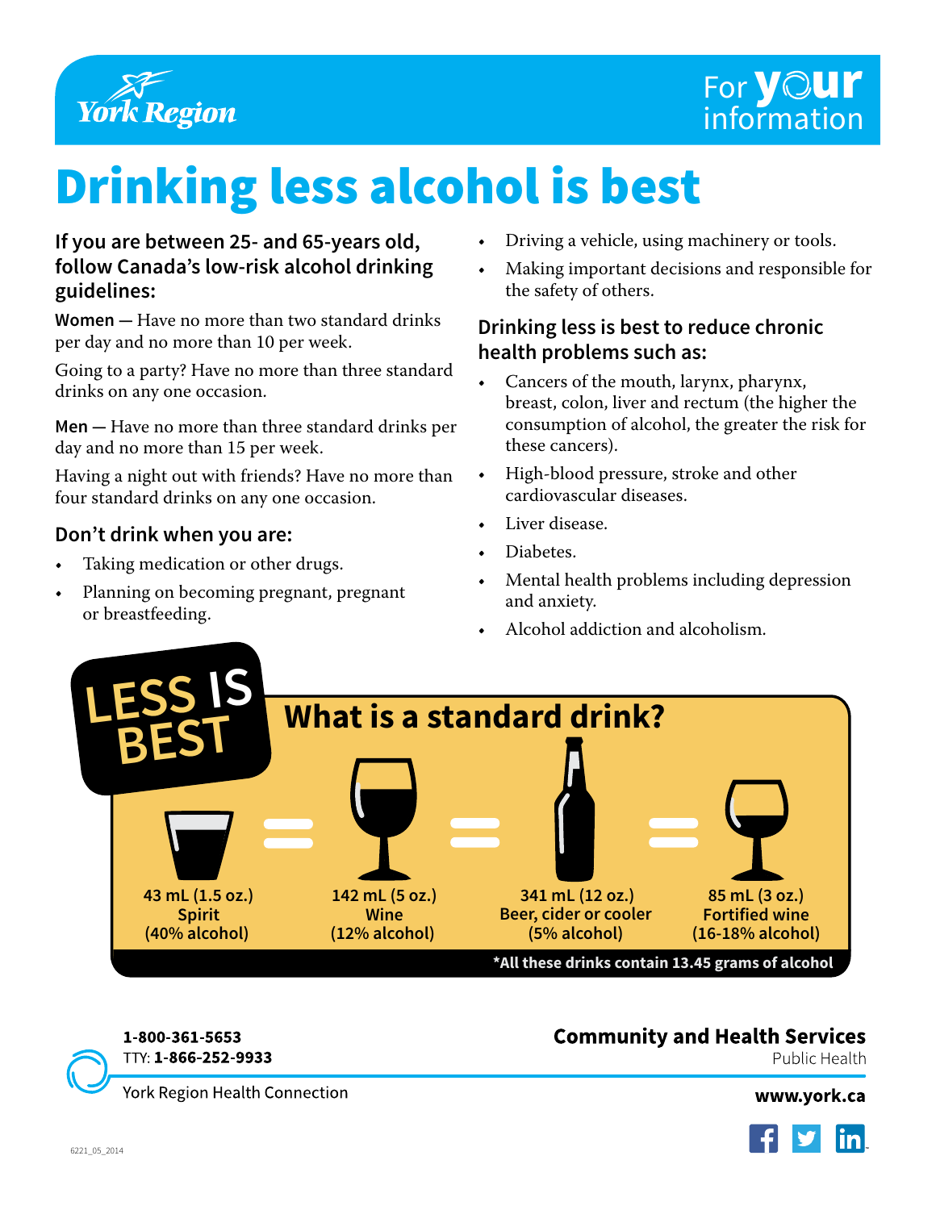York Region

For your information

# Drinking less alcohol is best

### If you are between 25- and 65-years old, follow Canada's low-risk alcohol drinking guidelines:

**Women** — Have no more than two standard drinks per day and no more than 10 per week.

Going to a party? Have no more than three standard drinks on any one occasion.

**Men** — Have no more than three standard drinks per day and no more than 15 per week.

Having a night out with friends? Have no more than four standard drinks on any one occasion.

### Don't drink when you are:

- Taking medication or other drugs.
- Planning on becoming pregnant, pregnant or breastfeeding.
- Driving a vehicle, using machinery or tools.
- Making important decisions and responsible for the safety of others.

### Drinking less is best to reduce chronic health problems such as:

- Cancers of the mouth, larynx, pharynx, breast, colon, liver and rectum (the higher the consumption of alcohol, the greater the risk for these cancers).
- High-blood pressure, stroke and other cardiovascular diseases.
- Liver disease.
- Diabetes.
- Mental health problems including depression and anxiety.
- Alcohol addiction and alcoholism.

## LESS IS BEST

### What is a standard drink?

43 mL (1.5 oz.) Spirit (40% alcohol) = 142 mL (5 oz.) Wine (12% alcohol) = 341 mL (12 oz.) Beer, cider or cooler (5% alcohol) = 85 mL (3 oz.) Fortified wine (16-18% alcohol)

*All these drinks contain 13.45 grams of alcohol

**1-800-361-5653**
TTY: **1-866-252-9933**
York Region Health Connection

**Community and Health Services**
Public Health

**www.york.ca**

6221_05_2014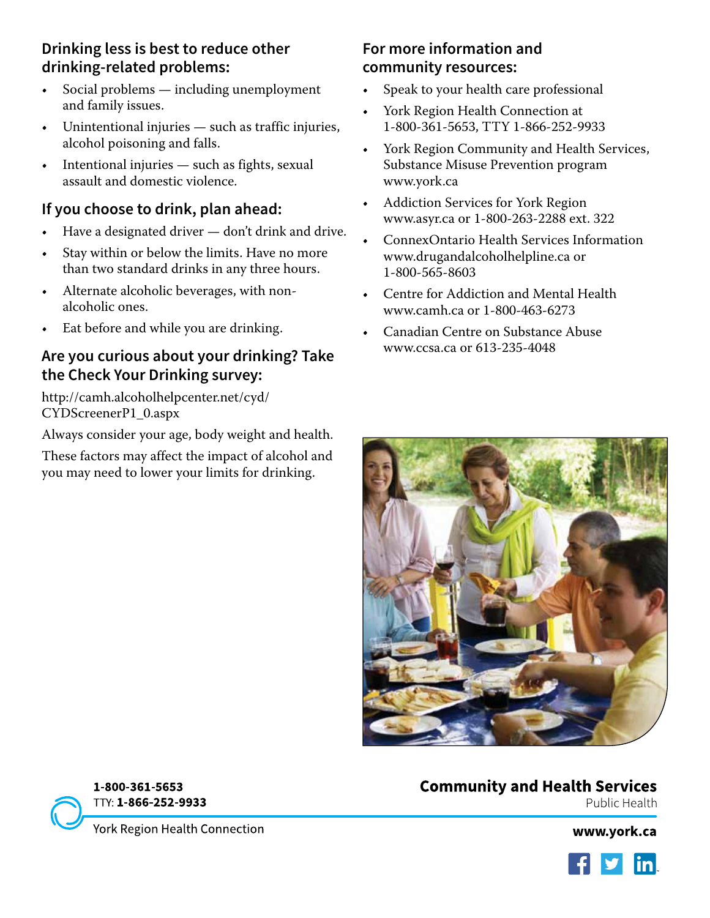## Drinking less is best to reduce other drinking-related problems:

- Social problems — including unemployment and family issues.
- Unintentional injuries — such as traffic injuries, alcohol poisoning and falls.
- Intentional injuries — such as fights, sexual assault and domestic violence.

## If you choose to drink, plan ahead:

- Have a designated driver — don't drink and drive.
- Stay within or below the limits. Have no more than two standard drinks in any three hours.
- Alternate alcoholic beverages, with non-alcoholic ones.
- Eat before and while you are drinking.

## Are you curious about your drinking? Take the Check Your Drinking survey:

http://camh.alcoholhelpcenter.net/cyd/CYDScreenerP1_0.aspx

Always consider your age, body weight and health.

These factors may affect the impact of alcohol and you may need to lower your limits for drinking.

## For more information and community resources:

- Speak to your health care professional
- York Region Health Connection at 1-800-361-5653, TTY 1-866-252-9933
- York Region Community and Health Services, Substance Misuse Prevention program www.york.ca
- Addiction Services for York Region www.asyr.ca or 1-800-263-2288 ext. 322
- ConnexOntario Health Services Information www.drugandalcoholhelpline.ca or 1-800-565-8603
- Centre for Addiction and Mental Health www.camh.ca or 1-800-463-6273
- Canadian Centre on Substance Abuse www.ccsa.ca or 613-235-4048

**1-800-361-5653**
TTY: **1-866-252-9933**
York Region Health Connection

**Community and Health Services**
Public Health

**www.york.ca**